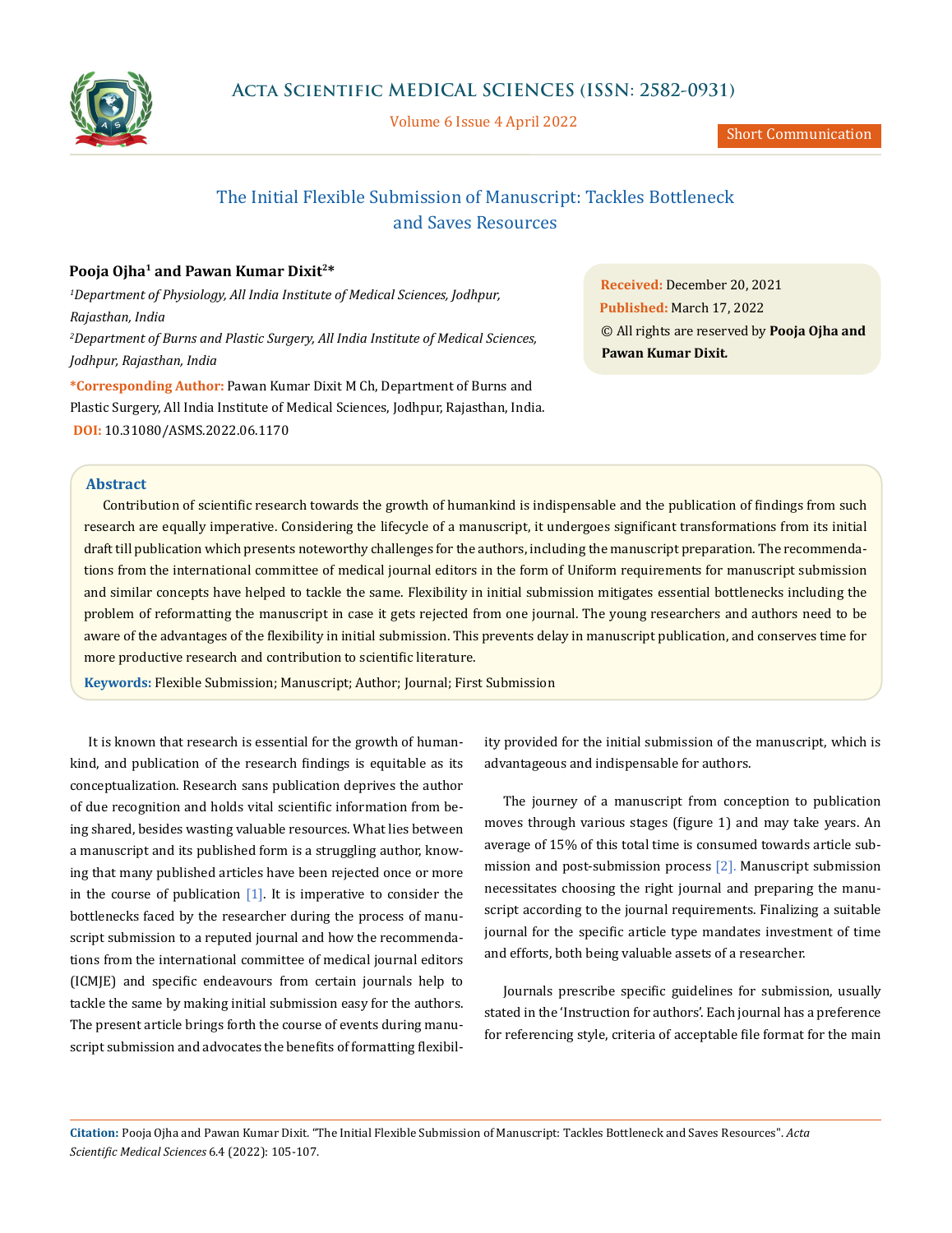Short Communication

# The Initial Flexible Submission of Manuscript: Tackles Bottleneck and Saves Resources

**Pooja Ojha[1] and Pawan Kumar Dixit[2]\***

*[1]Department of Physiology, All India Institute of Medical Sciences, Jodhpur, Rajasthan, India*

*[2]Department of Burns and Plastic Surgery, All India Institute of Medical Sciences, Jodhpur, Rajasthan, India*

**\*Corresponding Author:** Pawan Kumar Dixit M Ch, Department of Burns and Plastic Surgery, All India Institute of Medical Sciences, Jodhpur, Rajasthan, India.

**DOI:** 10.31080/ASMS.2022.06.1170

**Received:** December 20, 2021
**Published:** March 17, 2022
© All rights are reserved by **Pooja Ojha and Pawan Kumar Dixit.**

## Abstract

Contribution of scientific research towards the growth of humankind is indispensable and the publication of findings from such research are equally imperative. Considering the lifecycle of a manuscript, it undergoes significant transformations from its initial draft till publication which presents noteworthy challenges for the authors, including the manuscript preparation. The recommendations from the international committee of medical journal editors in the form of Uniform requirements for manuscript submission and similar concepts have helped to tackle the same. Flexibility in initial submission mitigates essential bottlenecks including the problem of reformatting the manuscript in case it gets rejected from one journal. The young researchers and authors need to be aware of the advantages of the flexibility in initial submission. This prevents delay in manuscript publication, and conserves time for more productive research and contribution to scientific literature.

**Keywords:** Flexible Submission; Manuscript; Author; Journal; First Submission

It is known that research is essential for the growth of humankind, and publication of the research findings is equitable as its conceptualization. Research sans publication deprives the author of due recognition and holds vital scientific information from being shared, besides wasting valuable resources. What lies between a manuscript and its published form is a struggling author, knowing that many published articles have been rejected once or more in the course of publication [1]. It is imperative to consider the bottlenecks faced by the researcher during the process of manuscript submission to a reputed journal and how the recommendations from the international committee of medical journal editors (ICMJE) and specific endeavours from certain journals help to tackle the same by making initial submission easy for the authors. The present article brings forth the course of events during manuscript submission and advocates the benefits of formatting flexibility provided for the initial submission of the manuscript, which is advantageous and indispensable for authors.

The journey of a manuscript from conception to publication moves through various stages (figure 1) and may take years. An average of 15% of this total time is consumed towards article submission and post-submission process [2]. Manuscript submission necessitates choosing the right journal and preparing the manuscript according to the journal requirements. Finalizing a suitable journal for the specific article type mandates investment of time and efforts, both being valuable assets of a researcher.

Journals prescribe specific guidelines for submission, usually stated in the 'Instruction for authors'. Each journal has a preference for referencing style, criteria of acceptable file format for the main

**Citation:** Pooja Ojha and Pawan Kumar Dixit. "The Initial Flexible Submission of Manuscript: Tackles Bottleneck and Saves Resources". *Acta Scientific Medical Sciences* 6.4 (2022): 105-107.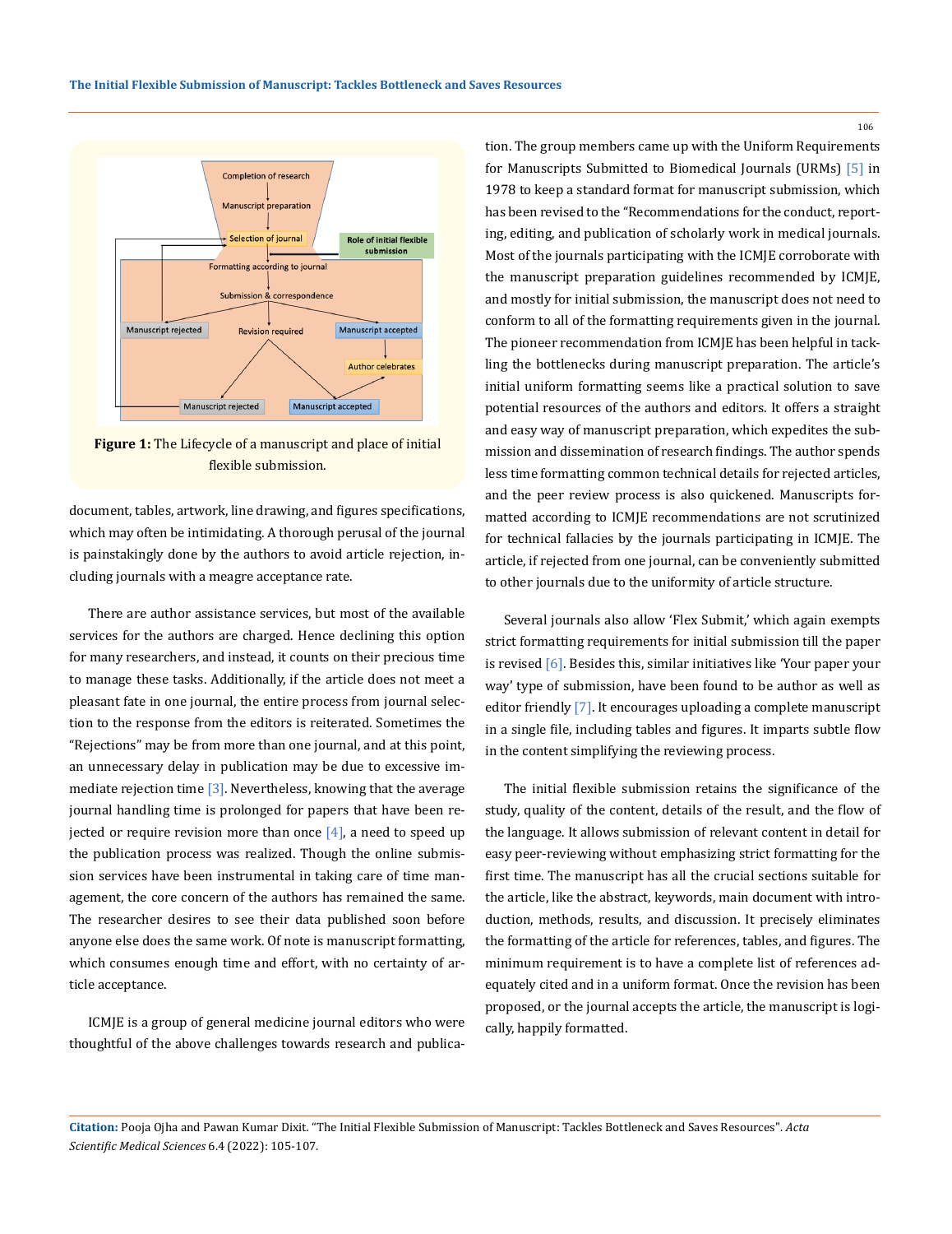**Figure 1:** The Lifecycle of a manuscript and place of initial flexible submission.

document, tables, artwork, line drawing, and figures specifications, which may often be intimidating. A thorough perusal of the journal is painstakingly done by the authors to avoid article rejection, including journals with a meagre acceptance rate.

There are author assistance services, but most of the available services for the authors are charged. Hence declining this option for many researchers, and instead, it counts on their precious time to manage these tasks. Additionally, if the article does not meet a pleasant fate in one journal, the entire process from journal selection to the response from the editors is reiterated. Sometimes the "Rejections" may be from more than one journal, and at this point, an unnecessary delay in publication may be due to excessive immediate rejection time [3]. Nevertheless, knowing that the average journal handling time is prolonged for papers that have been rejected or require revision more than once [4], a need to speed up the publication process was realized. Though the online submission services have been instrumental in taking care of time management, the core concern of the authors has remained the same. The researcher desires to see their data published soon before anyone else does the same work. Of note is manuscript formatting, which consumes enough time and effort, with no certainty of article acceptance.

ICMJE is a group of general medicine journal editors who were thoughtful of the above challenges towards research and publication. The group members came up with the Uniform Requirements for Manuscripts Submitted to Biomedical Journals (URMs) [5] in 1978 to keep a standard format for manuscript submission, which has been revised to the "Recommendations for the conduct, reporting, editing, and publication of scholarly work in medical journals. Most of the journals participating with the ICMJE corroborate with the manuscript preparation guidelines recommended by ICMJE, and mostly for initial submission, the manuscript does not need to conform to all of the formatting requirements given in the journal. The pioneer recommendation from ICMJE has been helpful in tackling the bottlenecks during manuscript preparation. The article's initial uniform formatting seems like a practical solution to save potential resources of the authors and editors. It offers a straight and easy way of manuscript preparation, which expedites the submission and dissemination of research findings. The author spends less time formatting common technical details for rejected articles, and the peer review process is also quickened. Manuscripts formatted according to ICMJE recommendations are not scrutinized for technical fallacies by the journals participating in ICMJE. The article, if rejected from one journal, can be conveniently submitted to other journals due to the uniformity of article structure.

Several journals also allow 'Flex Submit,' which again exempts strict formatting requirements for initial submission till the paper is revised [6]. Besides this, similar initiatives like 'Your paper your way' type of submission, have been found to be author as well as editor friendly [7]. It encourages uploading a complete manuscript in a single file, including tables and figures. It imparts subtle flow in the content simplifying the reviewing process.

The initial flexible submission retains the significance of the study, quality of the content, details of the result, and the flow of the language. It allows submission of relevant content in detail for easy peer-reviewing without emphasizing strict formatting for the first time. The manuscript has all the crucial sections suitable for the article, like the abstract, keywords, main document with introduction, methods, results, and discussion. It precisely eliminates the formatting of the article for references, tables, and figures. The minimum requirement is to have a complete list of references adequately cited and in a uniform format. Once the revision has been proposed, or the journal accepts the article, the manuscript is logically, happily formatted.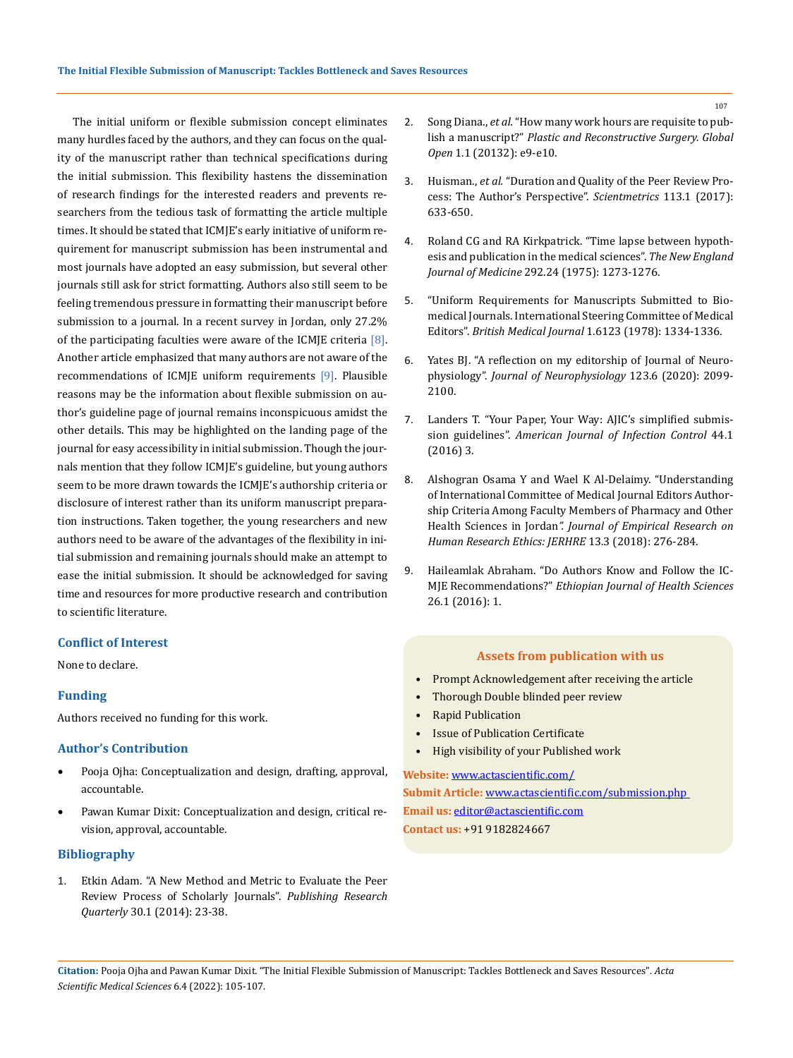The initial uniform or flexible submission concept eliminates many hurdles faced by the authors, and they can focus on the quality of the manuscript rather than technical specifications during the initial submission. This flexibility hastens the dissemination of research findings for the interested readers and prevents researchers from the tedious task of formatting the article multiple times. It should be stated that ICMJE's early initiative of uniform requirement for manuscript submission has been instrumental and most journals have adopted an easy submission, but several other journals still ask for strict formatting. Authors also still seem to be feeling tremendous pressure in formatting their manuscript before submission to a journal. In a recent survey in Jordan, only 27.2% of the participating faculties were aware of the ICMJE criteria [8]. Another article emphasized that many authors are not aware of the recommendations of ICMJE uniform requirements [9]. Plausible reasons may be the information about flexible submission on author's guideline page of journal remains inconspicuous amidst the other details. This may be highlighted on the landing page of the journal for easy accessibility in initial submission. Though the journals mention that they follow ICMJE's guideline, but young authors seem to be more drawn towards the ICMJE's authorship criteria or disclosure of interest rather than its uniform manuscript preparation instructions. Taken together, the young researchers and new authors need to be aware of the advantages of the flexibility in initial submission and remaining journals should make an attempt to ease the initial submission. It should be acknowledged for saving time and resources for more productive research and contribution to scientific literature.

## Conflict of Interest

None to declare.

## Funding

Authors received no funding for this work.

## Author's Contribution

- Pooja Ojha: Conceptualization and design, drafting, approval, accountable.
- Pawan Kumar Dixit: Conceptualization and design, critical revision, approval, accountable.

## Bibliography

1. Etkin Adam. "A New Method and Metric to Evaluate the Peer Review Process of Scholarly Journals". *Publishing Research Quarterly* 30.1 (2014): 23-38.
2. Song Diana., *et al.* "How many work hours are requisite to publish a manuscript?" *Plastic and Reconstructive Surgery. Global Open* 1.1 (20132): e9-e10.
3. Huisman., *et al.* "Duration and Quality of the Peer Review Process: The Author's Perspective". *Scientmetrics* 113.1 (2017): 633-650.
4. Roland CG and RA Kirkpatrick. "Time lapse between hypothesis and publication in the medical sciences". *The New England Journal of Medicine* 292.24 (1975): 1273-1276.
5. "Uniform Requirements for Manuscripts Submitted to Biomedical Journals. International Steering Committee of Medical Editors". *British Medical Journal* 1.6123 (1978): 1334-1336.
6. Yates BJ. "A reflection on my editorship of Journal of Neurophysiology". *Journal of Neurophysiology* 123.6 (2020): 2099-2100.
7. Landers T. "Your Paper, Your Way: AJIC's simplified submission guidelines". *American Journal of Infection Control* 44.1 (2016) 3.
8. Alshogran Osama Y and Wael K Al-Delaimy. "Understanding of International Committee of Medical Journal Editors Authorship Criteria Among Faculty Members of Pharmacy and Other Health Sciences in Jordan". *Journal of Empirical Research on Human Research Ethics: JERHRE* 13.3 (2018): 276-284.
9. Haileamlak Abraham. "Do Authors Know and Follow the ICMJE Recommendations?" *Ethiopian Journal of Health Sciences* 26.1 (2016): 1.

**Assets from publication with us**

- Prompt Acknowledgement after receiving the article
- Thorough Double blinded peer review
- Rapid Publication
- Issue of Publication Certificate
- High visibility of your Published work

**Website:** www.actascientific.com/
**Submit Article:** www.actascientific.com/submission.php
**Email us:** editor@actascientific.com
**Contact us:** +91 9182824667